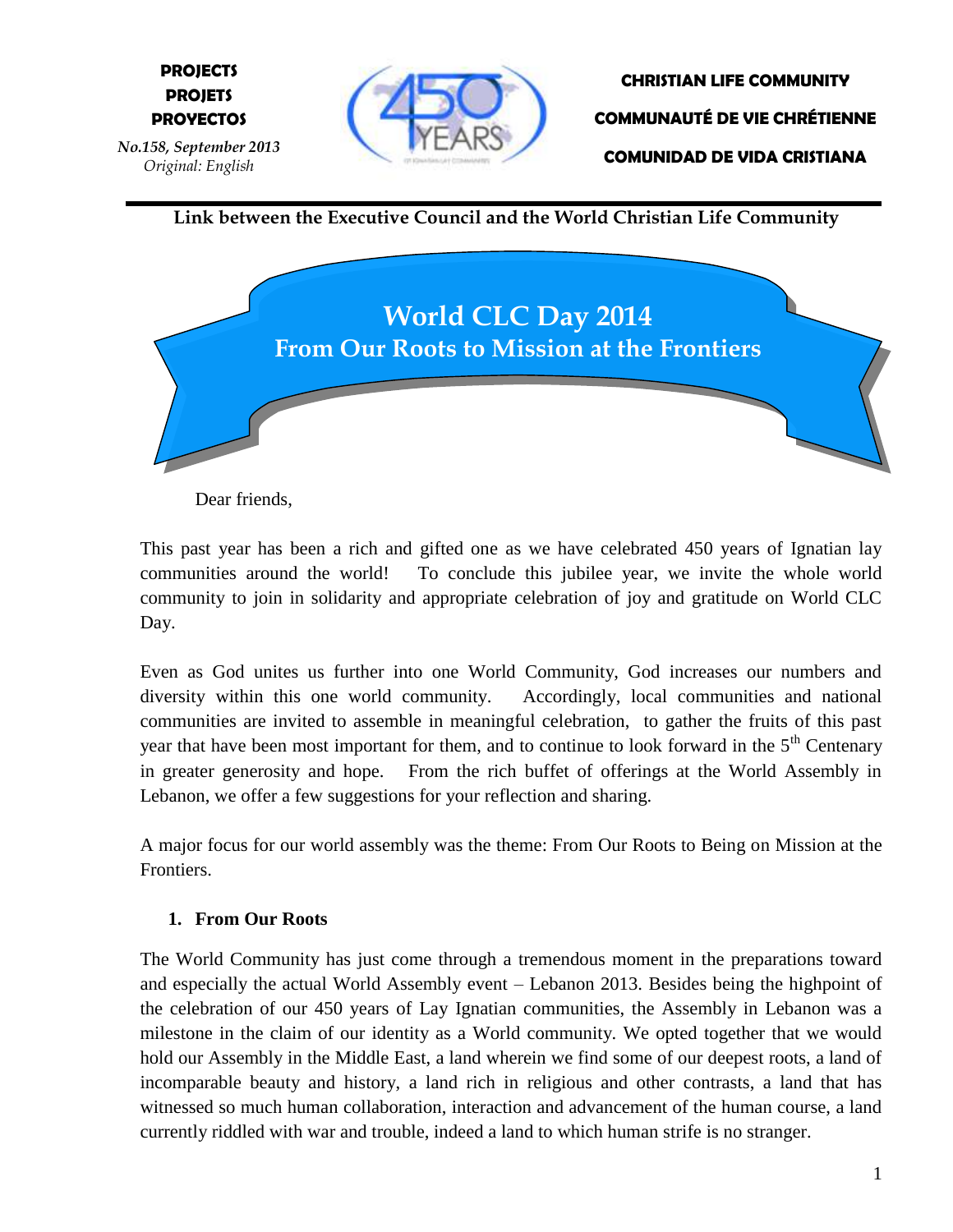**PROJECTS**
**PROJETS**
**PROYECTOS**

*No.158, September 2013*
*Original: English*

**CHRISTIAN LIFE COMMUNITY**

**COMMUNAUTÉ DE VIE CHRÉTIENNE**

**COMUNIDAD DE VIDA CRISTIANA**

**Link between the Executive Council and the World Christian Life Community**

# World CLC Day 2014
## From Our Roots to Mission at the Frontiers

Dear friends,

This past year has been a rich and gifted one as we have celebrated 450 years of Ignatian lay communities around the world! To conclude this jubilee year, we invite the whole world community to join in solidarity and appropriate celebration of joy and gratitude on World CLC Day.

Even as God unites us further into one World Community, God increases our numbers and diversity within this one world community. Accordingly, local communities and national communities are invited to assemble in meaningful celebration, to gather the fruits of this past year that have been most important for them, and to continue to look forward in the 5th Centenary in greater generosity and hope. From the rich buffet of offerings at the World Assembly in Lebanon, we offer a few suggestions for your reflection and sharing.

A major focus for our world assembly was the theme: From Our Roots to Being on Mission at the Frontiers.

### 1. From Our Roots

The World Community has just come through a tremendous moment in the preparations toward and especially the actual World Assembly event – Lebanon 2013. Besides being the highpoint of the celebration of our 450 years of Lay Ignatian communities, the Assembly in Lebanon was a milestone in the claim of our identity as a World community. We opted together that we would hold our Assembly in the Middle East, a land wherein we find some of our deepest roots, a land of incomparable beauty and history, a land rich in religious and other contrasts, a land that has witnessed so much human collaboration, interaction and advancement of the human course, a land currently riddled with war and trouble, indeed a land to which human strife is no stranger.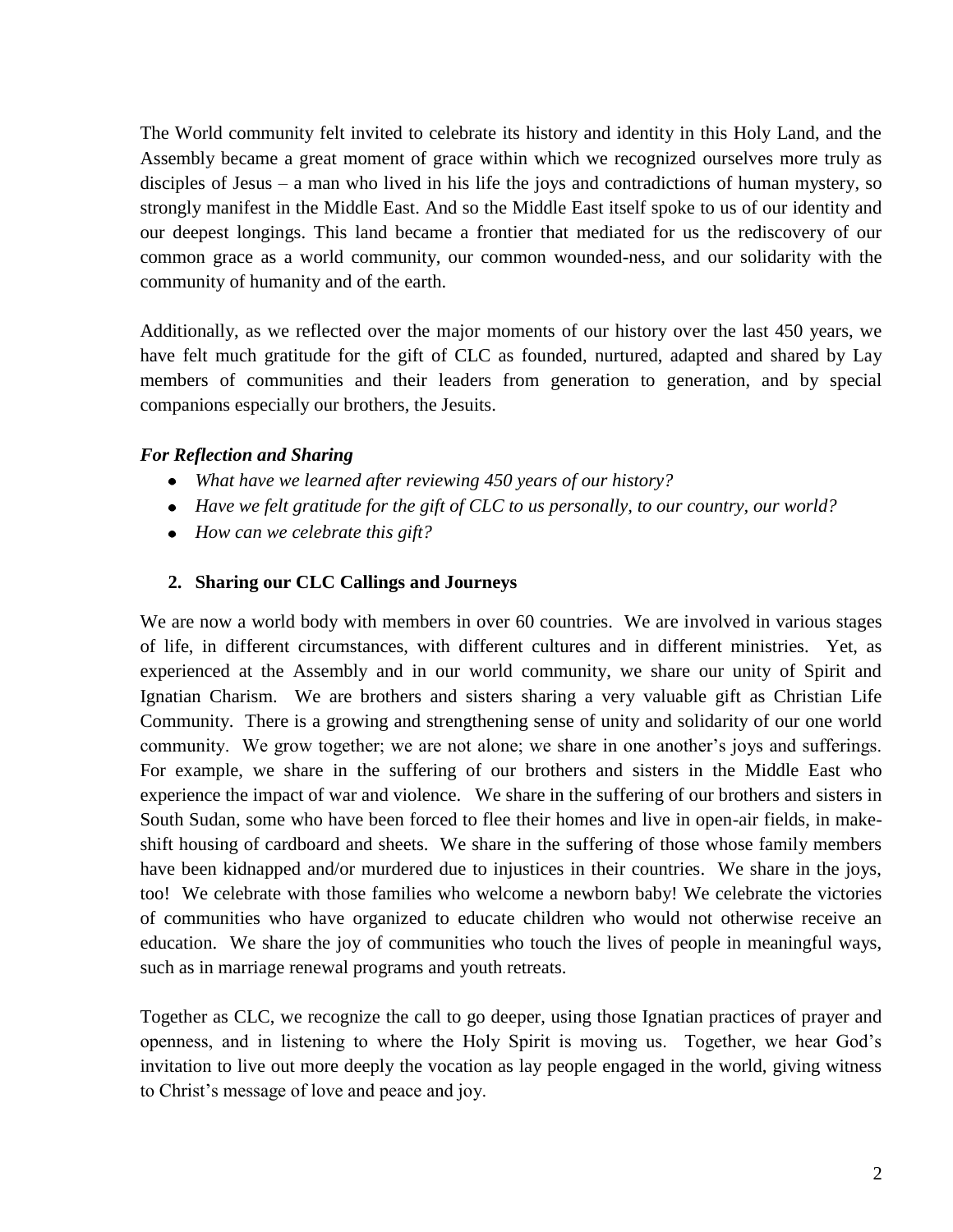The World community felt invited to celebrate its history and identity in this Holy Land, and the Assembly became a great moment of grace within which we recognized ourselves more truly as disciples of Jesus – a man who lived in his life the joys and contradictions of human mystery, so strongly manifest in the Middle East. And so the Middle East itself spoke to us of our identity and our deepest longings. This land became a frontier that mediated for us the rediscovery of our common grace as a world community, our common wounded-ness, and our solidarity with the community of humanity and of the earth.

Additionally, as we reflected over the major moments of our history over the last 450 years, we have felt much gratitude for the gift of CLC as founded, nurtured, adapted and shared by Lay members of communities and their leaders from generation to generation, and by special companions especially our brothers, the Jesuits.

***For Reflection and Sharing***

- *What have we learned after reviewing 450 years of our history?*
- *Have we felt gratitude for the gift of CLC to us personally, to our country, our world?*
- *How can we celebrate this gift?*

### 2. Sharing our CLC Callings and Journeys

We are now a world body with members in over 60 countries. We are involved in various stages of life, in different circumstances, with different cultures and in different ministries. Yet, as experienced at the Assembly and in our world community, we share our unity of Spirit and Ignatian Charism. We are brothers and sisters sharing a very valuable gift as Christian Life Community. There is a growing and strengthening sense of unity and solidarity of our one world community. We grow together; we are not alone; we share in one another's joys and sufferings. For example, we share in the suffering of our brothers and sisters in the Middle East who experience the impact of war and violence. We share in the suffering of our brothers and sisters in South Sudan, some who have been forced to flee their homes and live in open-air fields, in make-shift housing of cardboard and sheets. We share in the suffering of those whose family members have been kidnapped and/or murdered due to injustices in their countries. We share in the joys, too! We celebrate with those families who welcome a newborn baby! We celebrate the victories of communities who have organized to educate children who would not otherwise receive an education. We share the joy of communities who touch the lives of people in meaningful ways, such as in marriage renewal programs and youth retreats.

Together as CLC, we recognize the call to go deeper, using those Ignatian practices of prayer and openness, and in listening to where the Holy Spirit is moving us. Together, we hear God's invitation to live out more deeply the vocation as lay people engaged in the world, giving witness to Christ's message of love and peace and joy.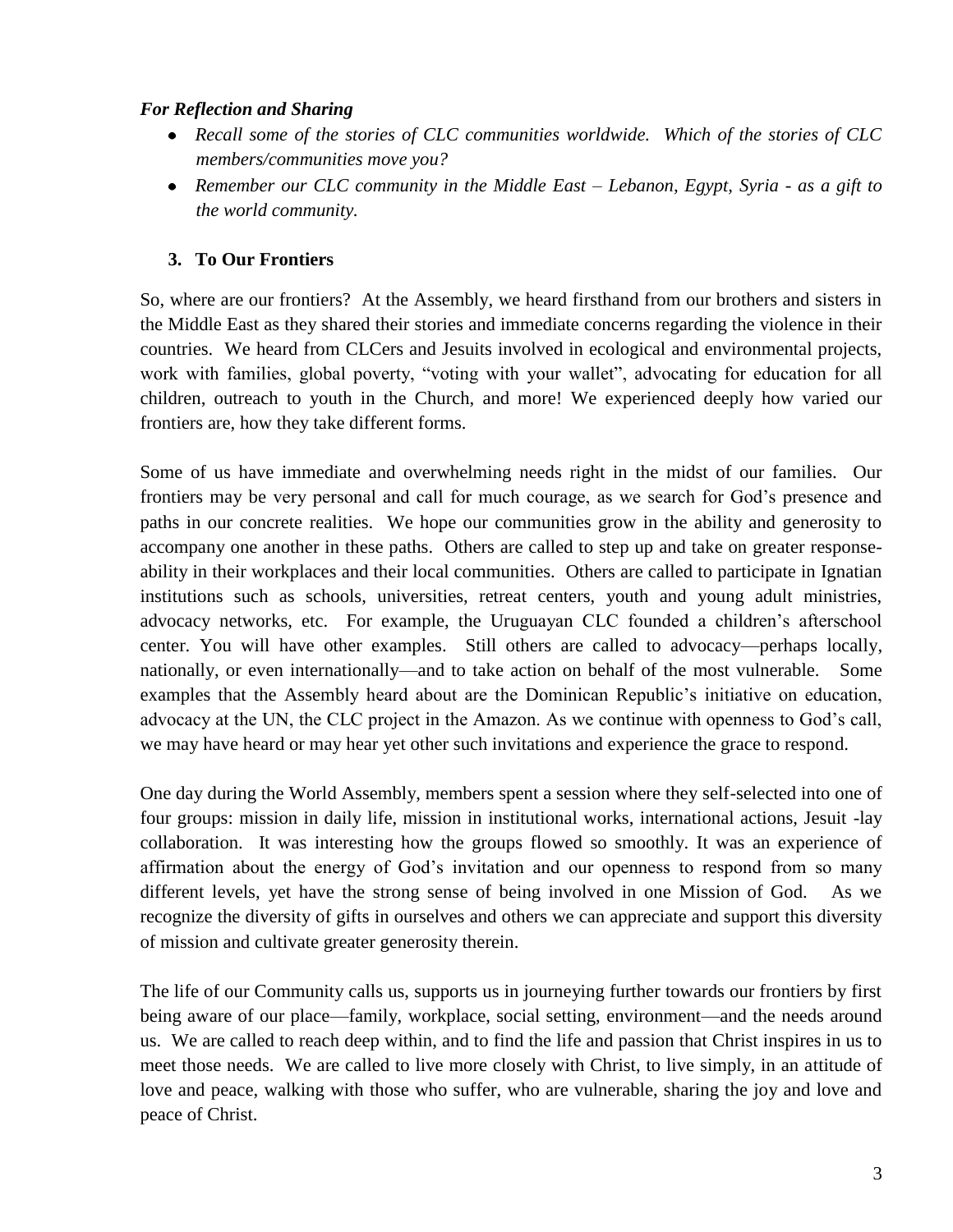***For Reflection and Sharing***

- *Recall some of the stories of CLC communities worldwide. Which of the stories of CLC members/communities move you?*
- *Remember our CLC community in the Middle East – Lebanon, Egypt, Syria - as a gift to the world community.*

### 3. To Our Frontiers

So, where are our frontiers? At the Assembly, we heard firsthand from our brothers and sisters in the Middle East as they shared their stories and immediate concerns regarding the violence in their countries. We heard from CLCers and Jesuits involved in ecological and environmental projects, work with families, global poverty, "voting with your wallet", advocating for education for all children, outreach to youth in the Church, and more! We experienced deeply how varied our frontiers are, how they take different forms.

Some of us have immediate and overwhelming needs right in the midst of our families. Our frontiers may be very personal and call for much courage, as we search for God's presence and paths in our concrete realities. We hope our communities grow in the ability and generosity to accompany one another in these paths. Others are called to step up and take on greater response-ability in their workplaces and their local communities. Others are called to participate in Ignatian institutions such as schools, universities, retreat centers, youth and young adult ministries, advocacy networks, etc. For example, the Uruguayan CLC founded a children's afterschool center. You will have other examples. Still others are called to advocacy—perhaps locally, nationally, or even internationally—and to take action on behalf of the most vulnerable. Some examples that the Assembly heard about are the Dominican Republic's initiative on education, advocacy at the UN, the CLC project in the Amazon. As we continue with openness to God's call, we may have heard or may hear yet other such invitations and experience the grace to respond.

One day during the World Assembly, members spent a session where they self-selected into one of four groups: mission in daily life, mission in institutional works, international actions, Jesuit -lay collaboration. It was interesting how the groups flowed so smoothly. It was an experience of affirmation about the energy of God's invitation and our openness to respond from so many different levels, yet have the strong sense of being involved in one Mission of God. As we recognize the diversity of gifts in ourselves and others we can appreciate and support this diversity of mission and cultivate greater generosity therein.

The life of our Community calls us, supports us in journeying further towards our frontiers by first being aware of our place—family, workplace, social setting, environment—and the needs around us. We are called to reach deep within, and to find the life and passion that Christ inspires in us to meet those needs. We are called to live more closely with Christ, to live simply, in an attitude of love and peace, walking with those who suffer, who are vulnerable, sharing the joy and love and peace of Christ.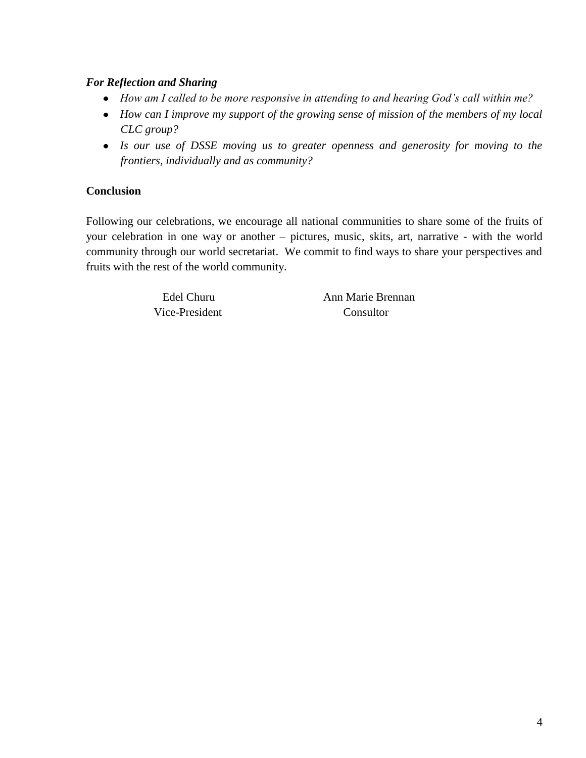***For Reflection and Sharing***

- *How am I called to be more responsive in attending to and hearing God's call within me?*
- *How can I improve my support of the growing sense of mission of the members of my local CLC group?*
- *Is our use of DSSE moving us to greater openness and generosity for moving to the frontiers, individually and as community?*

**Conclusion**

Following our celebrations, we encourage all national communities to share some of the fruits of your celebration in one way or another – pictures, music, skits, art, narrative - with the world community through our world secretariat. We commit to find ways to share your perspectives and fruits with the rest of the world community.

Edel Churu
Vice-President

Ann Marie Brennan
Consultor